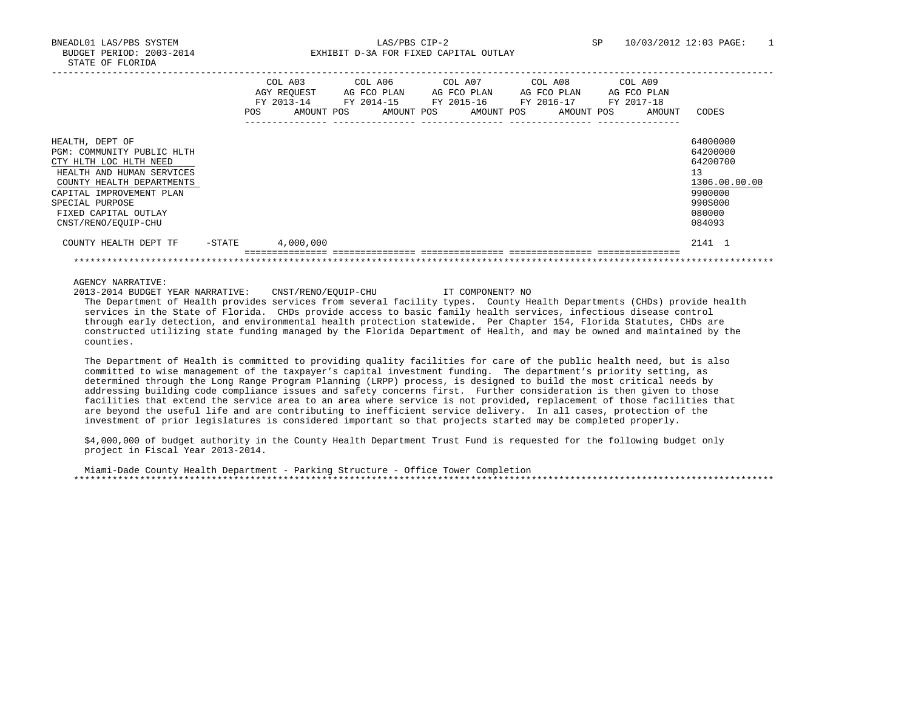BNEADL01 LAS/PBS SYSTEM — LAS/PBS CIP-2 — SP 10/03/2012 12:03

BUDGET PERIOD: 2003-2014

STATE OF FLORIDA

## EXHIBIT D-3A FOR FIXED CAPITAL OUTLAY

| | COL A03 AGY REQUEST FY 2013-14 | | COL A06 AG FCO PLAN FY 2014-15 | | COL A07 AG FCO PLAN FY 2015-16 | | COL A08 AG FCO PLAN FY 2016-17 | | COL A09 AG FCO PLAN FY 2017-18 | | |
|---|---|---|---|---|---|---|---|---|---|---|---|
| | POS | AMOUNT | POS | AMOUNT | POS | AMOUNT | POS | AMOUNT | POS | AMOUNT | CODES |
| HEALTH, DEPT OF | | | | | | | | | | | 64000000 |
| PGM: COMMUNITY PUBLIC HLTH | | | | | | | | | | | 64200000 |
| CTY HLTH LOC HLTH NEED | | | | | | | | | | | 64200700 |
| HEALTH AND HUMAN SERVICES | | | | | | | | | | | 13 |
| COUNTY HEALTH DEPARTMENTS | | | | | | | | | | | 1306.00.00.00 |
| CAPITAL IMPROVEMENT PLAN | | | | | | | | | | | 9900000 |
| SPECIAL PURPOSE | | | | | | | | | | | 990S000 |
| FIXED CAPITAL OUTLAY | | | | | | | | | | | 080000 |
| CNST/RENO/EQUIP-CHU | | | | | | | | | | | 084093 |
| COUNTY HEALTH DEPT TF -STATE | | 4,000,000 | | | | | | | | | 2141 1 |

AGENCY NARRATIVE:

2013-2014 BUDGET YEAR NARRATIVE: CNST/RENO/EQUIP-CHU IT COMPONENT? NO

The Department of Health provides services from several facility types. County Health Departments (CHDs) provide health services in the State of Florida. CHDs provide access to basic family health services, infectious disease control through early detection, and environmental health protection statewide. Per Chapter 154, Florida Statutes, CHDs are constructed utilizing state funding managed by the Florida Department of Health, and may be owned and maintained by the counties.

The Department of Health is committed to providing quality facilities for care of the public health need, but is also committed to wise management of the taxpayer's capital investment funding. The department's priority setting, as determined through the Long Range Program Planning (LRPP) process, is designed to build the most critical needs by addressing building code compliance issues and safety concerns first. Further consideration is then given to those facilities that extend the service area to an area where service is not provided, replacement of those facilities that are beyond the useful life and are contributing to inefficient service delivery. In all cases, protection of the investment of prior legislatures is considered important so that projects started may be completed properly.

$4,000,000 of budget authority in the County Health Department Trust Fund is requested for the following budget only project in Fiscal Year 2013-2014.

Miami-Dade County Health Department - Parking Structure - Office Tower Completion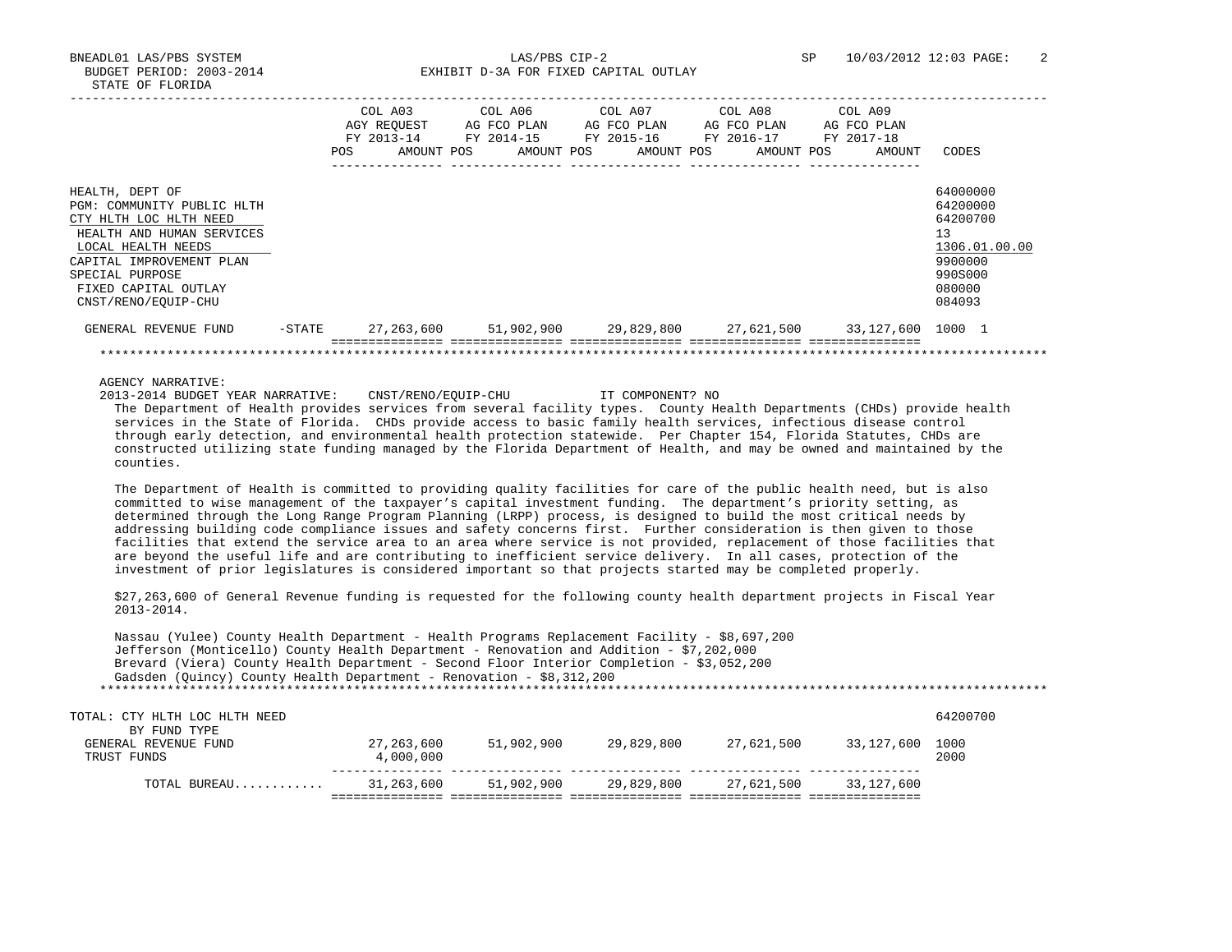BNEADL01 LAS/PBS SYSTEM — LAS/PBS CIP-2 — SP 10/03/2012 12:03

BUDGET PERIOD: 2003-2014 — EXHIBIT D-3A FOR FIXED CAPITAL OUTLAY

STATE OF FLORIDA

| | COL A03 AGY REQUEST FY 2013-14 POS AMOUNT | COL A06 AG FCO PLAN FY 2014-15 POS AMOUNT | COL A07 AG FCO PLAN FY 2015-16 POS AMOUNT | COL A08 AG FCO PLAN FY 2016-17 POS AMOUNT | COL A09 AG FCO PLAN FY 2017-18 POS AMOUNT | CODES |
|---|---|---|---|---|---|---|
| HEALTH, DEPT OF | | | | | | 64000000 |
| PGM: COMMUNITY PUBLIC HLTH | | | | | | 64200000 |
| CTY HLTH LOC HLTH NEED | | | | | | 64200700 |
| HEALTH AND HUMAN SERVICES | | | | | | 13 |
| LOCAL HEALTH NEEDS | | | | | | 1306.01.00.00 |
| CAPITAL IMPROVEMENT PLAN | | | | | | 9900000 |
| SPECIAL PURPOSE | | | | | | 990S000 |
| FIXED CAPITAL OUTLAY | | | | | | 080000 |
| CNST/RENO/EQUIP-CHU | | | | | | 084093 |
| GENERAL REVENUE FUND -STATE | 27,263,600 | 51,902,900 | 29,829,800 | 27,621,500 | 33,127,600 | 1000 1 |

AGENCY NARRATIVE:

2013-2014 BUDGET YEAR NARRATIVE: CNST/RENO/EQUIP-CHU IT COMPONENT? NO

The Department of Health provides services from several facility types. County Health Departments (CHDs) provide health services in the State of Florida. CHDs provide access to basic family health services, infectious disease control through early detection, and environmental health protection statewide. Per Chapter 154, Florida Statutes, CHDs are constructed utilizing state funding managed by the Florida Department of Health, and may be owned and maintained by the counties.

The Department of Health is committed to providing quality facilities for care of the public health need, but is also committed to wise management of the taxpayer's capital investment funding. The department's priority setting, as determined through the Long Range Program Planning (LRPP) process, is designed to build the most critical needs by addressing building code compliance issues and safety concerns first. Further consideration is then given to those facilities that extend the service area to an area where service is not provided, replacement of those facilities that are beyond the useful life and are contributing to inefficient service delivery. In all cases, protection of the investment of prior legislatures is considered important so that projects started may be completed properly.

$27,263,600 of General Revenue funding is requested for the following county health department projects in Fiscal Year 2013-2014.

Nassau (Yulee) County Health Department - Health Programs Replacement Facility - $8,697,200
Jefferson (Monticello) County Health Department - Renovation and Addition - $7,202,000
Brevard (Viera) County Health Department - Second Floor Interior Completion - $3,052,200
Gadsden (Quincy) County Health Department - Renovation - $8,312,200

| TOTAL: CTY HLTH LOC HLTH NEED | FY 2013-14 | FY 2014-15 | FY 2015-16 | FY 2016-17 | FY 2017-18 | 64200700 |
|---|---|---|---|---|---|---|
| BY FUND TYPE | | | | | | |
| GENERAL REVENUE FUND | 27,263,600 | 51,902,900 | 29,829,800 | 27,621,500 | 33,127,600 | 1000 |
| TRUST FUNDS | 4,000,000 | | | | | 2000 |
| TOTAL BUREAU............ | 31,263,600 | 51,902,900 | 29,829,800 | 27,621,500 | 33,127,600 | |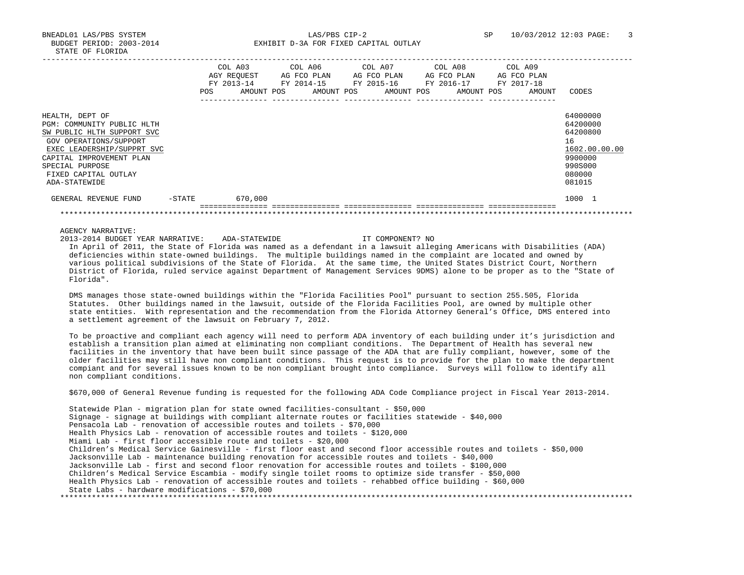BNEADL01 LAS/PBS SYSTEM | LAS/PBS CIP-2 | SP 10/03/2012 12:03

BUDGET PERIOD: 2003-2014 | EXHIBIT D-3A FOR FIXED CAPITAL OUTLAY

STATE OF FLORIDA

| | COL A03 AGY REQUEST FY 2013-14 POS AMOUNT | COL A06 AG FCO PLAN FY 2014-15 POS AMOUNT | COL A07 AG FCO PLAN FY 2015-16 POS AMOUNT | COL A08 AG FCO PLAN FY 2016-17 POS AMOUNT | COL A09 AG FCO PLAN FY 2017-18 POS AMOUNT | CODES |
|---|---|---|---|---|---|---|
| HEALTH, DEPT OF | | | | | | 64000000 |
| PGM: COMMUNITY PUBLIC HLTH | | | | | | 64200000 |
| SW PUBLIC HLTH SUPPORT SVC | | | | | | 64200800 |
| GOV OPERATIONS/SUPPORT | | | | | | 16 |
| EXEC LEADERSHIP/SUPPRT SVC | | | | | | 1602.00.00.00 |
| CAPITAL IMPROVEMENT PLAN | | | | | | 9900000 |
| SPECIAL PURPOSE | | | | | | 990S000 |
| FIXED CAPITAL OUTLAY | | | | | | 080000 |
| ADA-STATEWIDE | | | | | | 081015 |
| GENERAL REVENUE FUND -STATE | 670,000 | | | | | 1000 1 |

AGENCY NARRATIVE:

2013-2014 BUDGET YEAR NARRATIVE: ADA-STATEWIDE IT COMPONENT? NO

In April of 2011, the State of Florida was named as a defendant in a lawsuit alleging Americans with Disabilities (ADA) deficiencies within state-owned buildings. The multiple buildings named in the complaint are located and owned by various political subdivisions of the State of Florida. At the same time, the United States District Court, Northern District of Florida, ruled service against Department of Management Services 9DMS) alone to be proper as to the "State of Florida".

DMS manages those state-owned buildings within the "Florida Facilities Pool" pursuant to section 255.505, Florida Statutes. Other buildings named in the lawsuit, outside of the Florida Facilities Pool, are owned by multiple other state entities. With representation and the recommendation from the Florida Attorney General's Office, DMS entered into a settlement agreement of the lawsuit on February 7, 2012.

To be proactive and compliant each agency will need to perform ADA inventory of each building under it's jurisdiction and establish a transition plan aimed at eliminating non compliant conditions. The Department of Health has several new facilities in the inventory that have been built since passage of the ADA that are fully compliant, however, some of the older facilities may still have non compliant conditions. This request is to provide for the plan to make the department compiant and for several issues known to be non compliant brought into compliance. Surveys will follow to identify all non compliant conditions.

$670,000 of General Revenue funding is requested for the following ADA Code Compliance project in Fiscal Year 2013-2014.

Statewide Plan - migration plan for state owned facilities-consultant - $50,000
Signage - signage at buildings with compliant alternate routes or facilities statewide - $40,000
Pensacola Lab - renovation of accessible routes and toilets - $70,000
Health Physics Lab - renovation of accessible routes and toilets - $120,000
Miami Lab - first floor accessible route and toilets - $20,000
Children's Medical Service Gainesville - first floor east and second floor accessible routes and toilets - $50,000
Jacksonville Lab - maintenance building renovation for accessible routes and toilets - $40,000
Jacksonville Lab - first and second floor renovation for accessible routes and toilets - $100,000
Children's Medical Service Escambia - modify single toilet rooms to optimize side transfer - $50,000
Health Physics Lab - renovation of accessible routes and toilets - rehabbed office building - $60,000
State Labs - hardware modifications - $70,000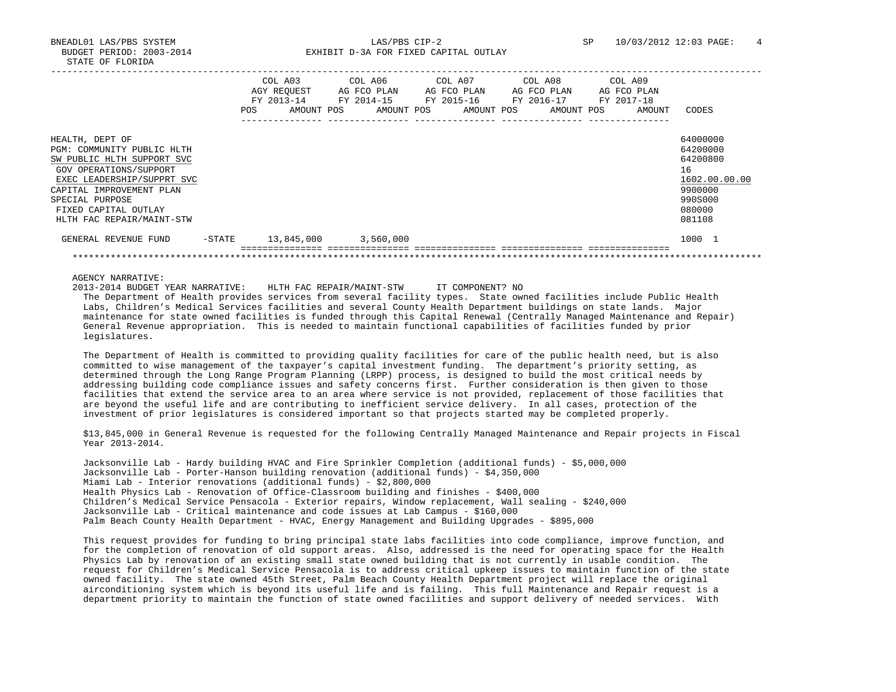BNEADL01 LAS/PBS SYSTEM — LAS/PBS CIP-2 — SP 10/03/2012 12:03

BUDGET PERIOD: 2003-2014 — EXHIBIT D-3A FOR FIXED CAPITAL OUTLAY

STATE OF FLORIDA

| | COL A03 AGY REQUEST FY 2013-14 POS AMOUNT | COL A06 AG FCO PLAN FY 2014-15 POS AMOUNT | COL A07 AG FCO PLAN FY 2015-16 POS AMOUNT | COL A08 AG FCO PLAN FY 2016-17 POS AMOUNT | COL A09 AG FCO PLAN FY 2017-18 POS AMOUNT | CODES |
|---|---|---|---|---|---|---|
| HEALTH, DEPT OF | | | | | | 64000000 |
| PGM: COMMUNITY PUBLIC HLTH | | | | | | 64200000 |
| SW PUBLIC HLTH SUPPORT SVC | | | | | | 64200800 |
| GOV OPERATIONS/SUPPORT | | | | | | 16 |
| EXEC LEADERSHIP/SUPPRT SVC | | | | | | 1602.00.00.00 |
| CAPITAL IMPROVEMENT PLAN | | | | | | 9900000 |
| SPECIAL PURPOSE | | | | | | 990S000 |
| FIXED CAPITAL OUTLAY | | | | | | 080000 |
| HLTH FAC REPAIR/MAINT-STW | | | | | | 081108 |
| GENERAL REVENUE FUND -STATE | 13,845,000 | 3,560,000 | | | | 1000 1 |

AGENCY NARRATIVE:

2013-2014 BUDGET YEAR NARRATIVE: HLTH FAC REPAIR/MAINT-STW IT COMPONENT? NO

The Department of Health provides services from several facility types. State owned facilities include Public Health Labs, Children's Medical Services facilities and several County Health Department buildings on state lands. Major maintenance for state owned facilities is funded through this Capital Renewal (Centrally Managed Maintenance and Repair) General Revenue appropriation. This is needed to maintain functional capabilities of facilities funded by prior legislatures.

The Department of Health is committed to providing quality facilities for care of the public health need, but is also committed to wise management of the taxpayer's capital investment funding. The department's priority setting, as determined through the Long Range Program Planning (LRPP) process, is designed to build the most critical needs by addressing building code compliance issues and safety concerns first. Further consideration is then given to those facilities that extend the service area to an area where service is not provided, replacement of those facilities that are beyond the useful life and are contributing to inefficient service delivery. In all cases, protection of the investment of prior legislatures is considered important so that projects started may be completed properly.

$13,845,000 in General Revenue is requested for the following Centrally Managed Maintenance and Repair projects in Fiscal Year 2013-2014.

Jacksonville Lab - Hardy building HVAC and Fire Sprinkler Completion (additional funds) - $5,000,000
Jacksonville Lab - Porter-Hanson building renovation (additional funds) - $4,350,000
Miami Lab - Interior renovations (additional funds) - $2,800,000
Health Physics Lab - Renovation of Office-Classroom building and finishes - $400,000
Children's Medical Service Pensacola - Exterior repairs, Window replacement, Wall sealing - $240,000
Jacksonville Lab - Critical maintenance and code issues at Lab Campus - $160,000
Palm Beach County Health Department - HVAC, Energy Management and Building Upgrades - $895,000

This request provides for funding to bring principal state labs facilities into code compliance, improve function, and for the completion of renovation of old support areas. Also, addressed is the need for operating space for the Health Physics Lab by renovation of an existing small state owned building that is not currently in usable condition. The request for Children's Medical Service Pensacola is to address critical upkeep issues to maintain function of the state owned facility. The state owned 45th Street, Palm Beach County Health Department project will replace the original airconditioning system which is beyond its useful life and is failing. This full Maintenance and Repair request is a department priority to maintain the function of state owned facilities and support delivery of needed services. With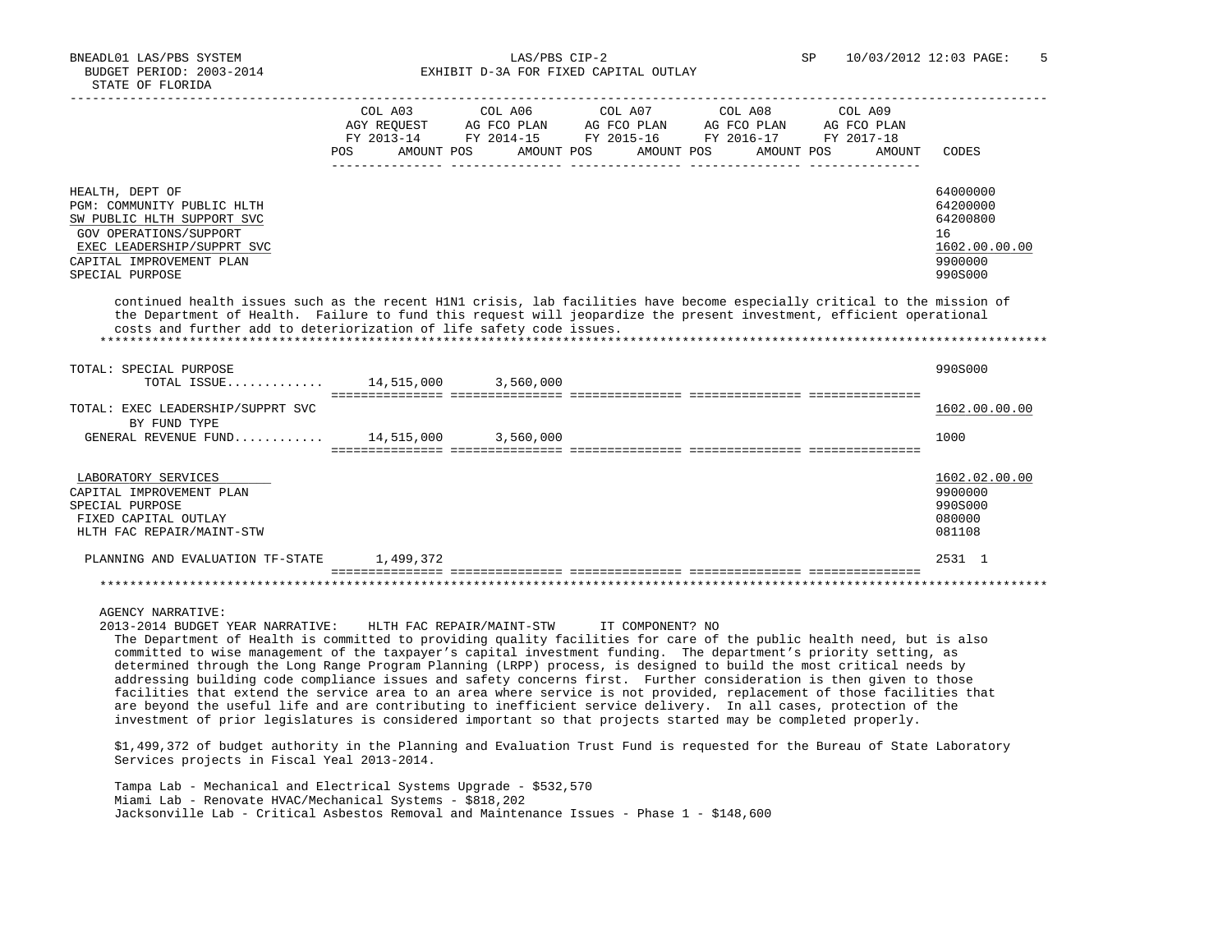| | COL A03 AGY REQUEST FY 2013-14 POS AMOUNT | COL A06 AG FCO PLAN FY 2014-15 POS AMOUNT | COL A07 AG FCO PLAN FY 2015-16 POS AMOUNT | COL A08 AG FCO PLAN FY 2016-17 POS AMOUNT | COL A09 AG FCO PLAN FY 2017-18 POS AMOUNT | CODES |
|---|---|---|---|---|---|---|
| HEALTH, DEPT OF | | | | | | 64000000 |
| PGM: COMMUNITY PUBLIC HLTH | | | | | | 64200000 |
| SW PUBLIC HLTH SUPPORT SVC | | | | | | 64200800 |
| GOV OPERATIONS/SUPPORT | | | | | | 16 |
| EXEC LEADERSHIP/SUPPRT SVC | | | | | | 1602.00.00.00 |
| CAPITAL IMPROVEMENT PLAN | | | | | | 9900000 |
| SPECIAL PURPOSE | | | | | | 990S000 |

continued health issues such as the recent H1N1 crisis, lab facilities have become especially critical to the mission of the Department of Health. Failure to fund this request will jeopardize the present investment, efficient operational costs and further add to deteriorization of life safety code issues.

| | COL A03 | COL A06 | COL A07 | COL A08 | COL A09 | CODES |
|---|---|---|---|---|---|---|
| TOTAL: SPECIAL PURPOSE | | | | | | 990S000 |
| TOTAL ISSUE............. | 14,515,000 | 3,560,000 | | | | |
| TOTAL: EXEC LEADERSHIP/SUPPRT SVC | | | | | | 1602.00.00.00 |
| BY FUND TYPE | | | | | | |
| GENERAL REVENUE FUND............ | 14,515,000 | 3,560,000 | | | | 1000 |
| LABORATORY SERVICES | | | | | | 1602.02.00.00 |
| CAPITAL IMPROVEMENT PLAN | | | | | | 9900000 |
| SPECIAL PURPOSE | | | | | | 990S000 |
| FIXED CAPITAL OUTLAY | | | | | | 080000 |
| HLTH FAC REPAIR/MAINT-STW | | | | | | 081108 |
| PLANNING AND EVALUATION TF-STATE | 1,499,372 | | | | | 2531 1 |

AGENCY NARRATIVE:

2013-2014 BUDGET YEAR NARRATIVE: HLTH FAC REPAIR/MAINT-STW IT COMPONENT? NO

The Department of Health is committed to providing quality facilities for care of the public health need, but is also committed to wise management of the taxpayer's capital investment funding. The department's priority setting, as determined through the Long Range Program Planning (LRPP) process, is designed to build the most critical needs by addressing building code compliance issues and safety concerns first. Further consideration is then given to those facilities that extend the service area to an area where service is not provided, replacement of those facilities that are beyond the useful life and are contributing to inefficient service delivery. In all cases, protection of the investment of prior legislatures is considered important so that projects started may be completed properly.

$1,499,372 of budget authority in the Planning and Evaluation Trust Fund is requested for the Bureau of State Laboratory Services projects in Fiscal Yeal 2013-2014.

Tampa Lab - Mechanical and Electrical Systems Upgrade - $532,570
Miami Lab - Renovate HVAC/Mechanical Systems - $818,202
Jacksonville Lab - Critical Asbestos Removal and Maintenance Issues - Phase 1 - $148,600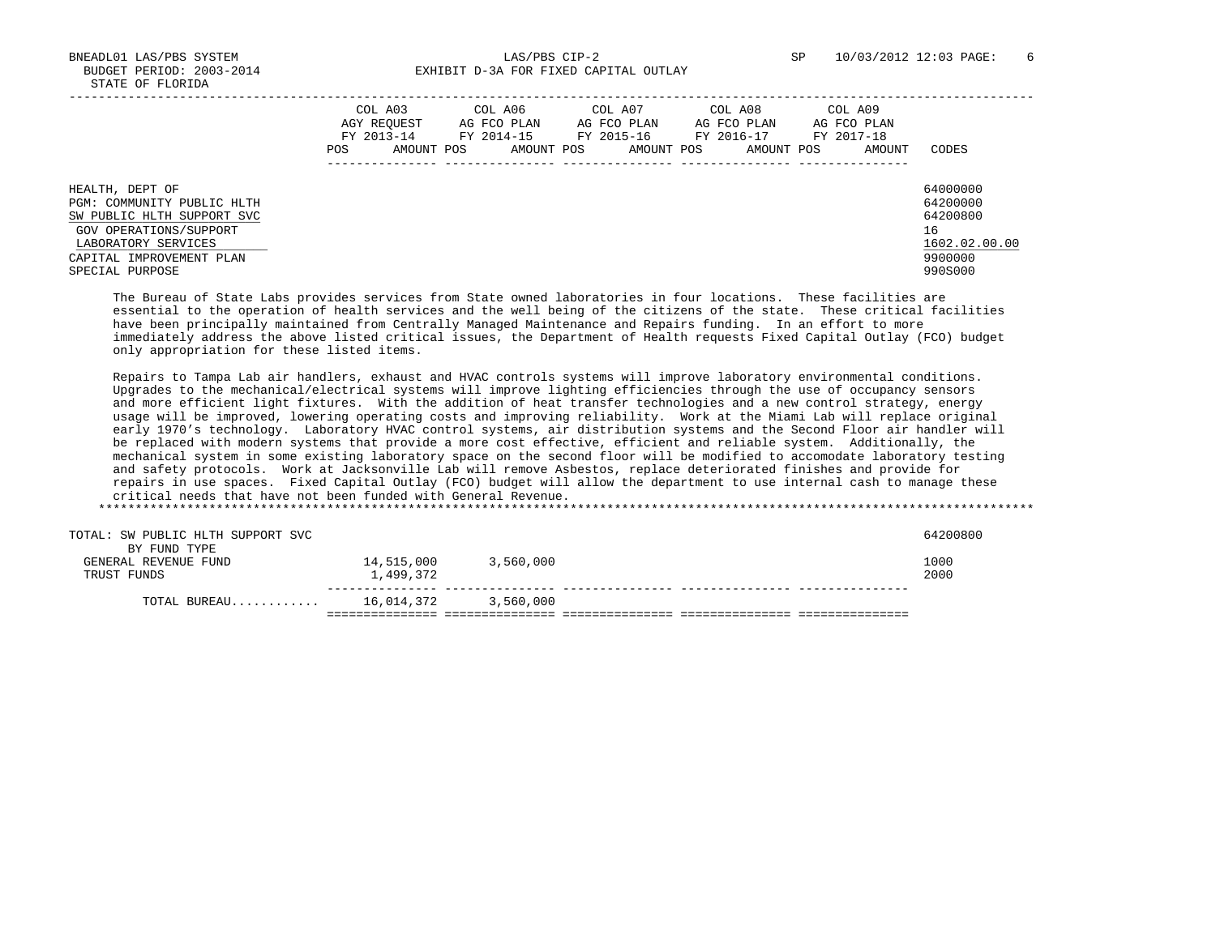BNEADL01 LAS/PBS SYSTEM — LAS/PBS CIP-2 — EXHIBIT D-3A FOR FIXED CAPITAL OUTLAY

BUDGET PERIOD: 2003-2014

STATE OF FLORIDA

| | COL A03 AGY REQUEST FY 2013-14 POS AMOUNT | COL A06 AG FCO PLAN FY 2014-15 POS AMOUNT | COL A07 AG FCO PLAN FY 2015-16 POS AMOUNT | COL A08 AG FCO PLAN FY 2016-17 POS AMOUNT | COL A09 AG FCO PLAN FY 2017-18 POS AMOUNT | CODES |
|---|---|---|---|---|---|---|
| HEALTH, DEPT OF | | | | | | 64000000 |
| PGM: COMMUNITY PUBLIC HLTH | | | | | | 64200000 |
| SW PUBLIC HLTH SUPPORT SVC | | | | | | 64200800 |
| GOV OPERATIONS/SUPPORT | | | | | | 16 |
| LABORATORY SERVICES | | | | | | 1602.02.00.00 |
| CAPITAL IMPROVEMENT PLAN | | | | | | 9900000 |
| SPECIAL PURPOSE | | | | | | 990S000 |

The Bureau of State Labs provides services from State owned laboratories in four locations. These facilities are essential to the operation of health services and the well being of the citizens of the state. These critical facilities have been principally maintained from Centrally Managed Maintenance and Repairs funding. In an effort to more immediately address the above listed critical issues, the Department of Health requests Fixed Capital Outlay (FCO) budget only appropriation for these listed items.

Repairs to Tampa Lab air handlers, exhaust and HVAC controls systems will improve laboratory environmental conditions. Upgrades to the mechanical/electrical systems will improve lighting efficiencies through the use of occupancy sensors and more efficient light fixtures. With the addition of heat transfer technologies and a new control strategy, energy usage will be improved, lowering operating costs and improving reliability. Work at the Miami Lab will replace original early 1970's technology. Laboratory HVAC control systems, air distribution systems and the Second Floor air handler will be replaced with modern systems that provide a more cost effective, efficient and reliable system. Additionally, the mechanical system in some existing laboratory space on the second floor will be modified to accomodate laboratory testing and safety protocols. Work at Jacksonville Lab will remove Asbestos, replace deteriorated finishes and provide for repairs in use spaces. Fixed Capital Outlay (FCO) budget will allow the department to use internal cash to manage these critical needs that have not been funded with General Revenue.

*****************************************************************************************************************************

| | COL A03 | COL A06 | COL A07 | COL A08 | COL A09 | CODES |
|---|---|---|---|---|---|---|
| TOTAL: SW PUBLIC HLTH SUPPORT SVC | | | | | | 64200800 |
| BY FUND TYPE | | | | | | |
| GENERAL REVENUE FUND | 14,515,000 | 3,560,000 | | | | 1000 |
| TRUST FUNDS | 1,499,372 | | | | | 2000 |
| TOTAL BUREAU........... | 16,014,372 | 3,560,000 | | | | |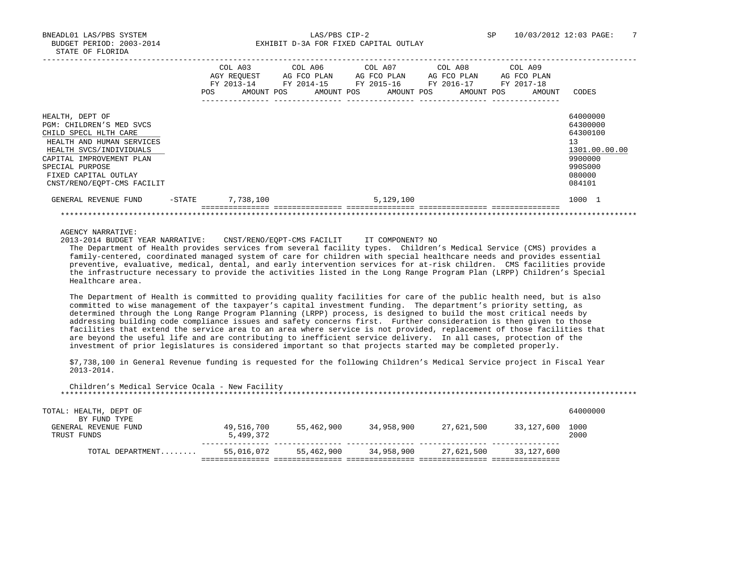BNEADL01 LAS/PBS SYSTEM LAS/PBS CIP-2 SP 10/03/2012 12:03

BUDGET PERIOD: 2003-2014 EXHIBIT D-3A FOR FIXED CAPITAL OUTLAY

STATE OF FLORIDA

| | COL A03 AGY REQUEST FY 2013-14 POS AMOUNT | COL A06 AG FCO PLAN FY 2014-15 POS AMOUNT | COL A07 AG FCO PLAN FY 2015-16 POS AMOUNT | COL A08 AG FCO PLAN FY 2016-17 POS AMOUNT | COL A09 AG FCO PLAN FY 2017-18 POS AMOUNT | CODES |
|---|---|---|---|---|---|---|
| HEALTH, DEPT OF | | | | | | 64000000 |
| PGM: CHILDREN'S MED SVCS | | | | | | 64300000 |
| CHILD SPECL HLTH CARE | | | | | | 64300100 |
| HEALTH AND HUMAN SERVICES | | | | | | 13 |
| HEALTH SVCS/INDIVIDUALS | | | | | | 1301.00.00.00 |
| CAPITAL IMPROVEMENT PLAN | | | | | | 9900000 |
| SPECIAL PURPOSE | | | | | | 990S000 |
| FIXED CAPITAL OUTLAY | | | | | | 080000 |
| CNST/RENO/EQPT-CMS FACILIT | | | | | | 084101 |
| GENERAL REVENUE FUND -STATE | 7,738,100 | | 5,129,100 | | | 1000 1 |

AGENCY NARRATIVE:

2013-2014 BUDGET YEAR NARRATIVE: CNST/RENO/EQPT-CMS FACILIT IT COMPONENT? NO

The Department of Health provides services from several facility types. Children's Medical Service (CMS) provides a family-centered, coordinated managed system of care for children with special healthcare needs and provides essential preventive, evaluative, medical, dental, and early intervention services for at-risk children. CMS facilities provide the infrastructure necessary to provide the activities listed in the Long Range Program Plan (LRPP) Children's Special Healthcare area.

The Department of Health is committed to providing quality facilities for care of the public health need, but is also committed to wise management of the taxpayer's capital investment funding. The department's priority setting, as determined through the Long Range Program Planning (LRPP) process, is designed to build the most critical needs by addressing building code compliance issues and safety concerns first. Further consideration is then given to those facilities that extend the service area to an area where service is not provided, replacement of those facilities that are beyond the useful life and are contributing to inefficient service delivery. In all cases, protection of the investment of prior legislatures is considered important so that projects started may be completed properly.

$7,738,100 in General Revenue funding is requested for the following Children's Medical Service project in Fiscal Year 2013-2014.

Children's Medical Service Ocala - New Facility

| | COL A03 | COL A06 | COL A07 | COL A08 | COL A09 | CODES |
|---|---|---|---|---|---|---|
| TOTAL: HEALTH, DEPT OF | | | | | | 64000000 |
| BY FUND TYPE | | | | | | |
| GENERAL REVENUE FUND | 49,516,700 | 55,462,900 | 34,958,900 | 27,621,500 | 33,127,600 | 1000 |
| TRUST FUNDS | 5,499,372 | | | | | 2000 |
| TOTAL DEPARTMENT........ | 55,016,072 | 55,462,900 | 34,958,900 | 27,621,500 | 33,127,600 | |